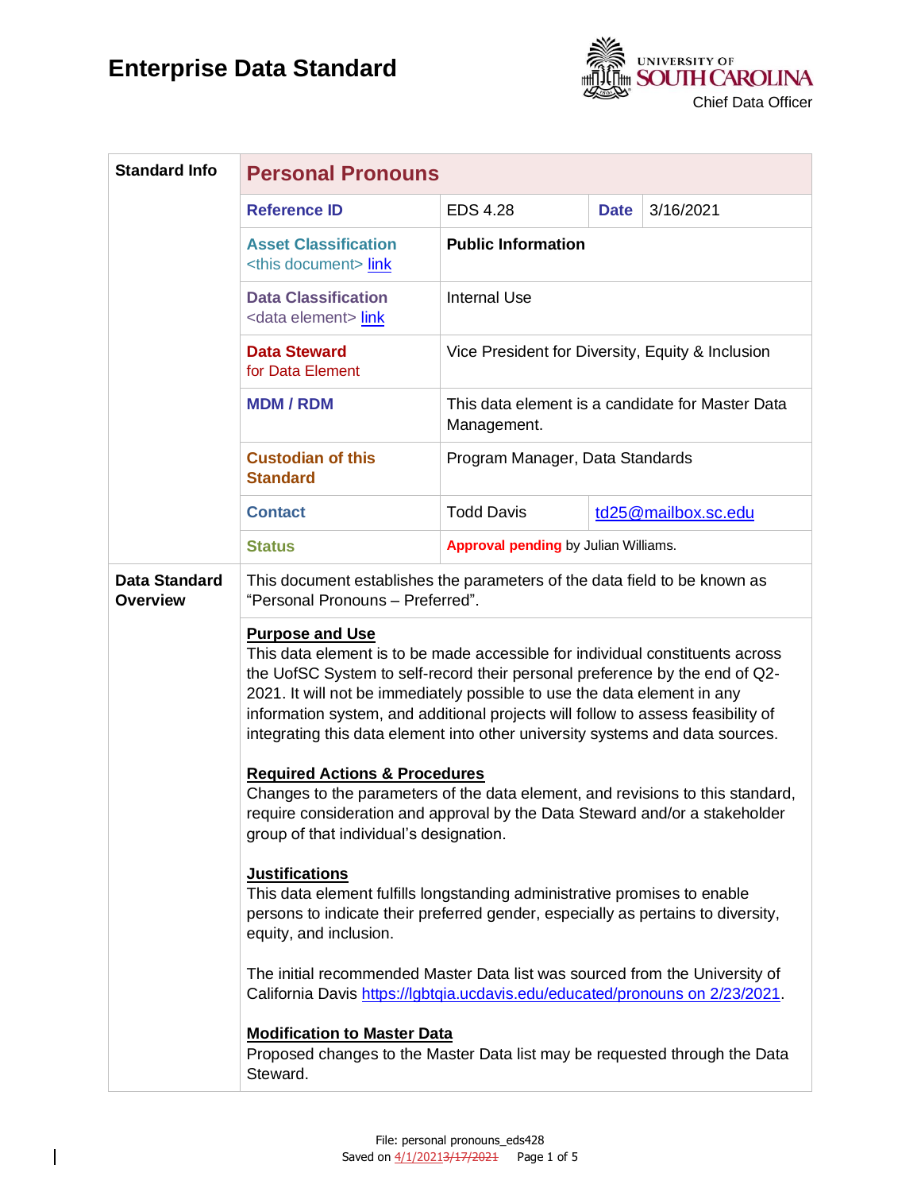# Enterprise Data Standard

UNIVERSITY OF SOUTH CAROLINA
Chief Data Officer

| Standard Info | Personal Pronouns | | | |
|---|---|---|---|---|
| | **Reference ID** | EDS 4.28 | **Date** | 3/16/2021 |
| | **Asset Classification** <this document> link | **Public Information** | | |
| | **Data Classification** <data element> link | Internal Use | | |
| | **Data Steward** for Data Element | Vice President for Diversity, Equity & Inclusion | | |
| | **MDM / RDM** | This data element is a candidate for Master Data Management. | | |
| | **Custodian of this Standard** | Program Manager, Data Standards | | |
| | **Contact** | Todd Davis | td25@mailbox.sc.edu | |
| | **Status** | **Approval pending** by Julian Williams. | | |
| **Data Standard Overview** | This document establishes the parameters of the data field to be known as "Personal Pronouns – Preferred". | | | |

**Purpose and Use**

This data element is to be made accessible for individual constituents across the UofSC System to self-record their personal preference by the end of Q2-2021. It will not be immediately possible to use the data element in any information system, and additional projects will follow to assess feasibility of integrating this data element into other university systems and data sources.

**Required Actions & Procedures**

Changes to the parameters of the data element, and revisions to this standard, require consideration and approval by the Data Steward and/or a stakeholder group of that individual's designation.

**Justifications**

This data element fulfills longstanding administrative promises to enable persons to indicate their preferred gender, especially as pertains to diversity, equity, and inclusion.

The initial recommended Master Data list was sourced from the University of California Davis https://lgbtqia.ucdavis.edu/educated/pronouns on 2/23/2021.

**Modification to Master Data**

Proposed changes to the Master Data list may be requested through the Data Steward.

File: personal pronouns_eds428
Saved on 4/1/2021~~3/17/2021~~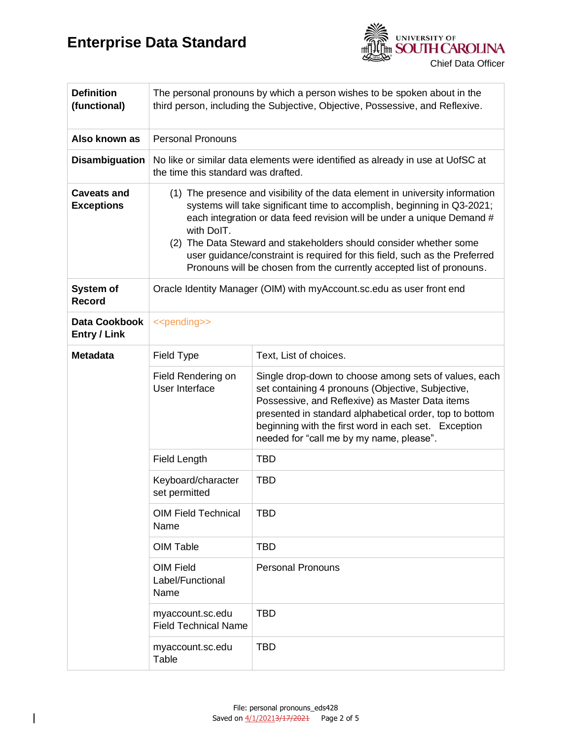# Enterprise Data Standard

UNIVERSITY OF SOUTH CAROLINA
Chief Data Officer

| | | |
|---|---|---|
| **Definition (functional)** | The personal pronouns by which a person wishes to be spoken about in the third person, including the Subjective, Objective, Possessive, and Reflexive. | |
| **Also known as** | Personal Pronouns | |
| **Disambiguation** | No like or similar data elements were identified as already in use at UofSC at the time this standard was drafted. | |
| **Caveats and Exceptions** | (1) The presence and visibility of the data element in university information systems will take significant time to accomplish, beginning in Q3-2021; each integration or data feed revision will be under a unique Demand # with DoIT. (2) The Data Steward and stakeholders should consider whether some user guidance/constraint is required for this field, such as the Preferred Pronouns will be chosen from the currently accepted list of pronouns. | |
| **System of Record** | Oracle Identity Manager (OIM) with myAccount.sc.edu as user front end | |
| **Data Cookbook Entry / Link** | <<pending>> | |
| **Metadata** | Field Type | Text, List of choices. |
| | Field Rendering on User Interface | Single drop-down to choose among sets of values, each set containing 4 pronouns (Objective, Subjective, Possessive, and Reflexive) as Master Data items presented in standard alphabetical order, top to bottom beginning with the first word in each set. Exception needed for "call me by my name, please". |
| | Field Length | TBD |
| | Keyboard/character set permitted | TBD |
| | OIM Field Technical Name | TBD |
| | OIM Table | TBD |
| | OIM Field Label/Functional Name | Personal Pronouns |
| | myaccount.sc.edu Field Technical Name | TBD |
| | myaccount.sc.edu Table | TBD |

File: personal pronouns_eds428
Saved on 4/1/20213/17/2021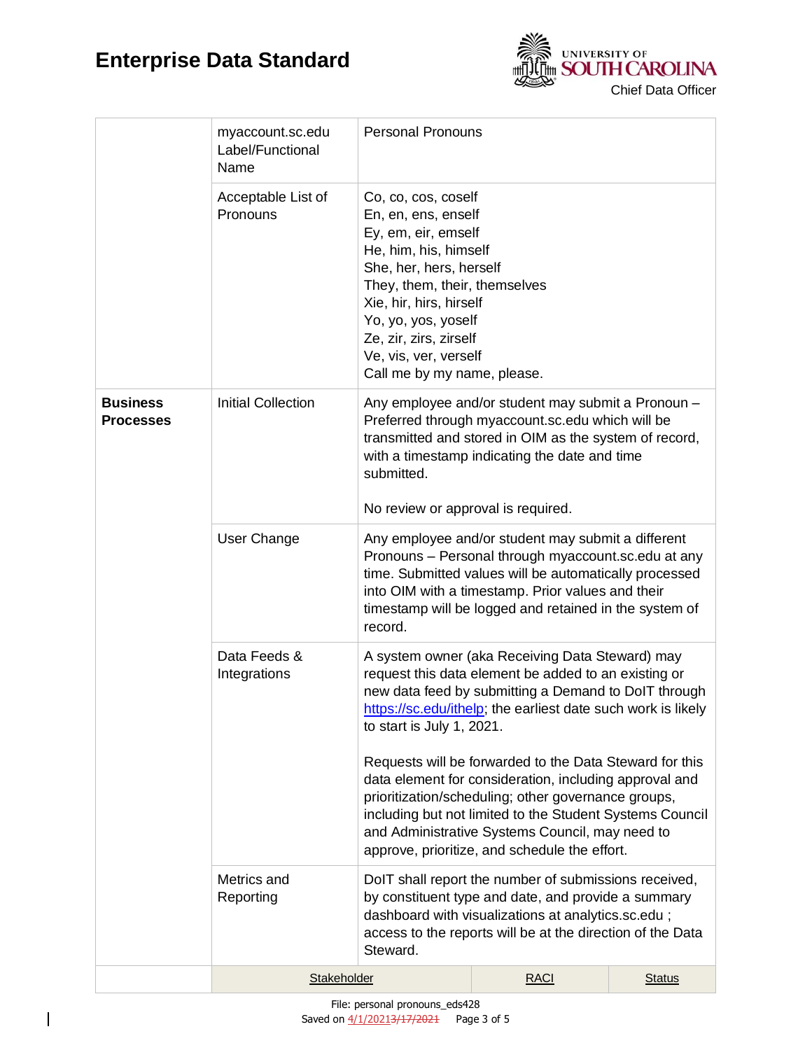| | | |
|---|---|---|
| | myaccount.sc.edu Label/Functional Name | Personal Pronouns |
| | Acceptable List of Pronouns | Co, co, cos, coself<br>En, en, ens, enself<br>Ey, em, eir, emself<br>He, him, his, himself<br>She, her, hers, herself<br>They, them, their, themselves<br>Xie, hir, hirs, hirself<br>Yo, yo, yos, yoself<br>Ze, zir, zirs, zirself<br>Ve, vis, ver, verself<br>Call me by my name, please. |
| **Business Processes** | Initial Collection | Any employee and/or student may submit a Pronoun – Preferred through myaccount.sc.edu which will be transmitted and stored in OIM as the system of record, with a timestamp indicating the date and time submitted.<br><br>No review or approval is required. |
| | User Change | Any employee and/or student may submit a different Pronouns – Personal through myaccount.sc.edu at any time. Submitted values will be automatically processed into OIM with a timestamp. Prior values and their timestamp will be logged and retained in the system of record. |
| | Data Feeds & Integrations | A system owner (aka Receiving Data Steward) may request this data element be added to an existing or new data feed by submitting a Demand to DoIT through [https://sc.edu/ithelp](https://sc.edu/ithelp); the earliest date such work is likely to start is July 1, 2021.<br><br>Requests will be forwarded to the Data Steward for this data element for consideration, including approval and prioritization/scheduling; other governance groups, including but not limited to the Student Systems Council and Administrative Systems Council, may need to approve, prioritize, and schedule the effort. |
| | Metrics and Reporting | DoIT shall report the number of submissions received, by constituent type and date, and provide a summary dashboard with visualizations at analytics.sc.edu ; access to the reports will be at the direction of the Data Steward. |

| | Stakeholder | RACI | Status |
|---|---|---|---|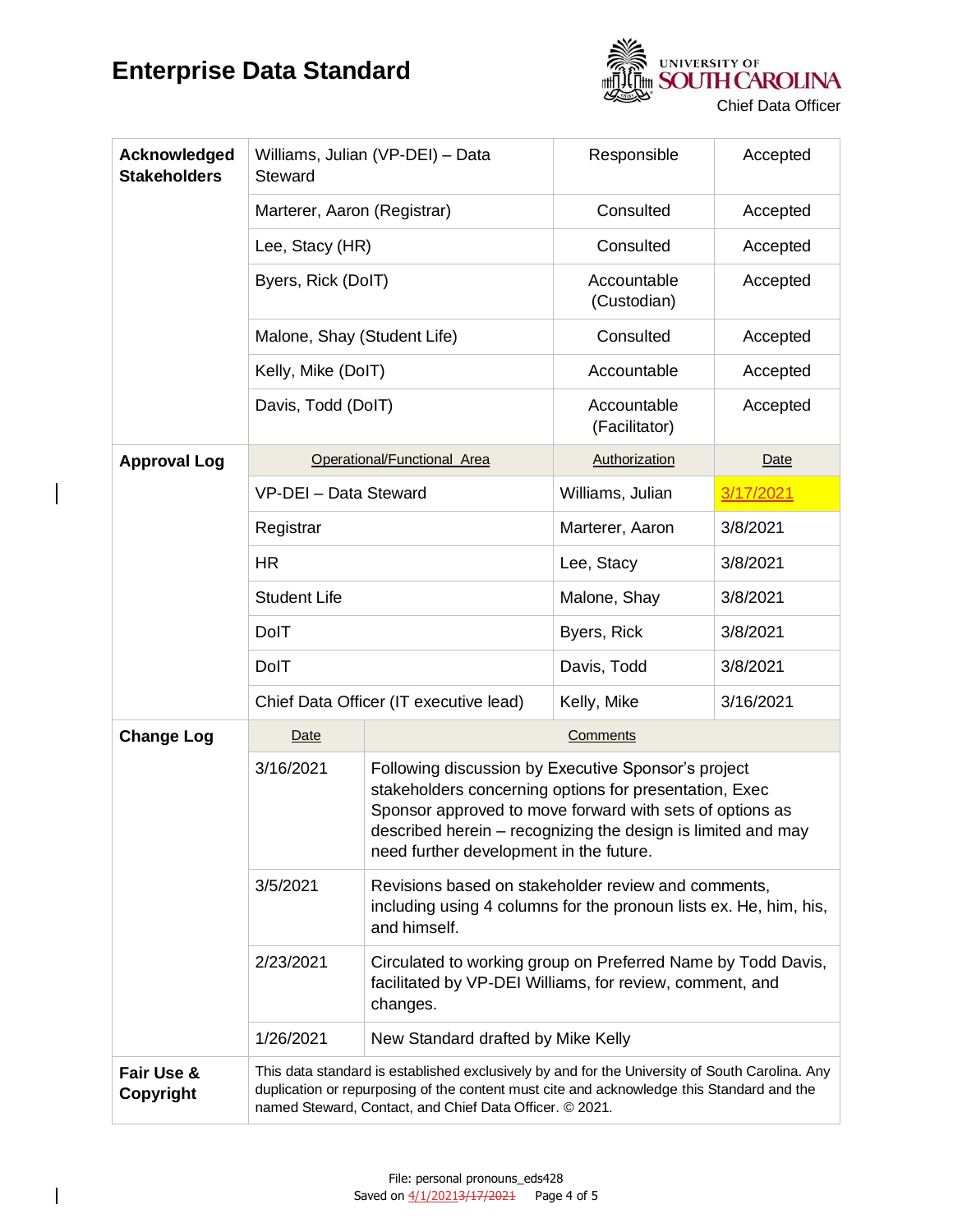| | | | |
|---|---|---|---|
| **Acknowledged Stakeholders** | Williams, Julian (VP-DEI) – Data Steward | Responsible | Accepted |
| | Marterer, Aaron (Registrar) | Consulted | Accepted |
| | Lee, Stacy (HR) | Consulted | Accepted |
| | Byers, Rick (DoIT) | Accountable (Custodian) | Accepted |
| | Malone, Shay (Student Life) | Consulted | Accepted |
| | Kelly, Mike (DoIT) | Accountable | Accepted |
| | Davis, Todd (DoIT) | Accountable (Facilitator) | Accepted |
| **Approval Log** | Operational/Functional Area | Authorization | Date |
| | VP-DEI – Data Steward | Williams, Julian | 3/17/2021 |
| | Registrar | Marterer, Aaron | 3/8/2021 |
| | HR | Lee, Stacy | 3/8/2021 |
| | Student Life | Malone, Shay | 3/8/2021 |
| | DoIT | Byers, Rick | 3/8/2021 |
| | DoIT | Davis, Todd | 3/8/2021 |
| | Chief Data Officer (IT executive lead) | Kelly, Mike | 3/16/2021 |

| | | |
|---|---|---|
| **Change Log** | Date | Comments |
| | 3/16/2021 | Following discussion by Executive Sponsor's project stakeholders concerning options for presentation, Exec Sponsor approved to move forward with sets of options as described herein – recognizing the design is limited and may need further development in the future. |
| | 3/5/2021 | Revisions based on stakeholder review and comments, including using 4 columns for the pronoun lists ex. He, him, his, and himself. |
| | 2/23/2021 | Circulated to working group on Preferred Name by Todd Davis, facilitated by VP-DEI Williams, for review, comment, and changes. |
| | 1/26/2021 | New Standard drafted by Mike Kelly |
| **Fair Use & Copyright** | This data standard is established exclusively by and for the University of South Carolina. Any duplication or repurposing of the content must cite and acknowledge this Standard and the named Steward, Contact, and Chief Data Officer. © 2021. | |

File: personal pronouns_eds428
Saved on 4/1/2021~~3/17/2021~~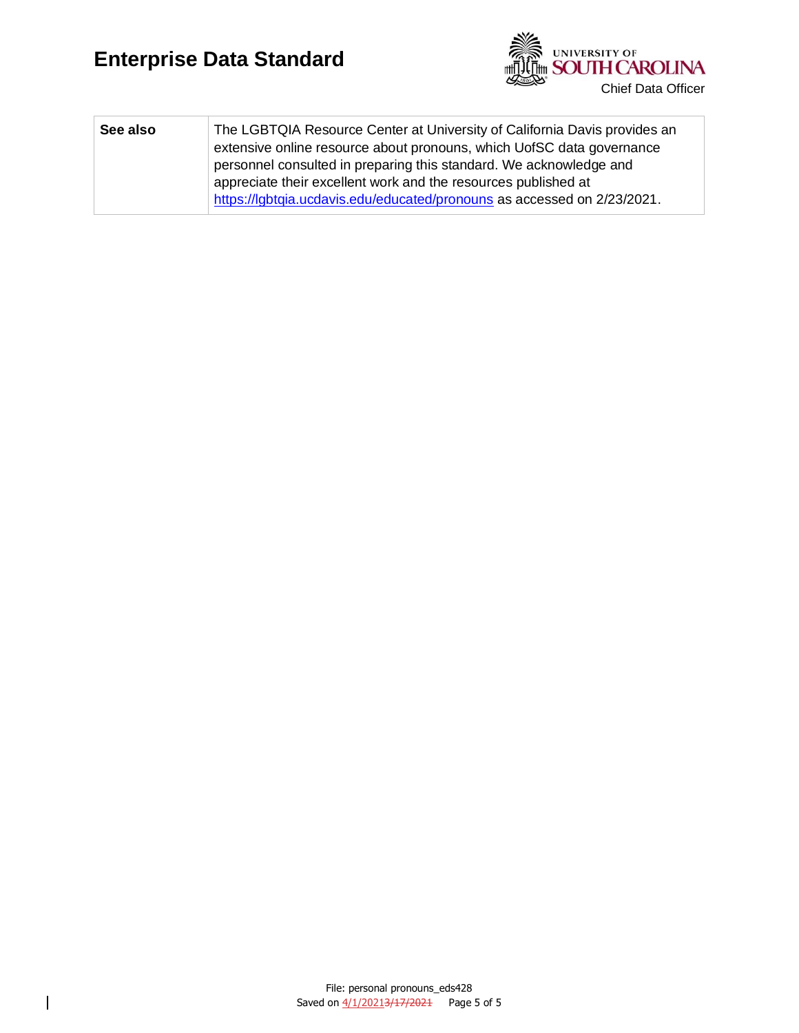| | |
|---|---|
| **See also** | The LGBTQIA Resource Center at University of California Davis provides an extensive online resource about pronouns, which UofSC data governance personnel consulted in preparing this standard. We acknowledge and appreciate their excellent work and the resources published at https://lgbtqia.ucdavis.edu/educated/pronouns as accessed on 2/23/2021. |